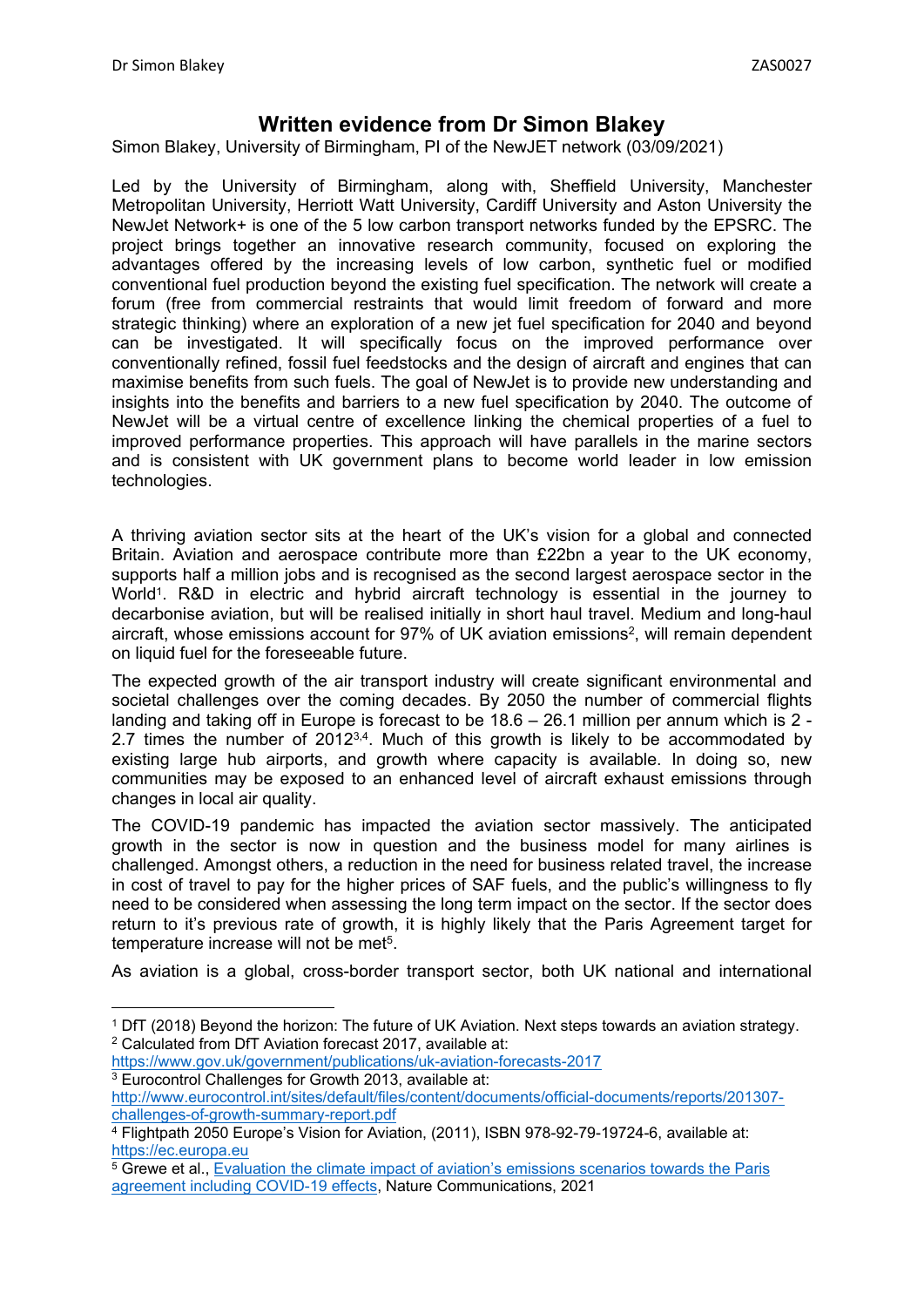# Written evidence from Dr Simon Blakey

Simon Blakey, University of Birmingham, PI of the NewJET network (03/09/2021)

Led by the University of Birmingham, along with, Sheffield University, Manchester Metropolitan University, Herriott Watt University, Cardiff University and Aston University the NewJet Network+ is one of the 5 low carbon transport networks funded by the EPSRC. The project brings together an innovative research community, focused on exploring the advantages offered by the increasing levels of low carbon, synthetic fuel or modified conventional fuel production beyond the existing fuel specification. The network will create a forum (free from commercial restraints that would limit freedom of forward and more strategic thinking) where an exploration of a new jet fuel specification for 2040 and beyond can be investigated. It will specifically focus on the improved performance over conventionally refined, fossil fuel feedstocks and the design of aircraft and engines that can maximise benefits from such fuels. The goal of NewJet is to provide new understanding and insights into the benefits and barriers to a new fuel specification by 2040. The outcome of NewJet will be a virtual centre of excellence linking the chemical properties of a fuel to improved performance properties. This approach will have parallels in the marine sectors and is consistent with UK government plans to become world leader in low emission technologies.

A thriving aviation sector sits at the heart of the UK's vision for a global and connected Britain. Aviation and aerospace contribute more than £22bn a year to the UK economy, supports half a million jobs and is recognised as the second largest aerospace sector in the World[1]. R&D in electric and hybrid aircraft technology is essential in the journey to decarbonise aviation, but will be realised initially in short haul travel. Medium and long-haul aircraft, whose emissions account for 97% of UK aviation emissions[2], will remain dependent on liquid fuel for the foreseeable future.

The expected growth of the air transport industry will create significant environmental and societal challenges over the coming decades. By 2050 the number of commercial flights landing and taking off in Europe is forecast to be 18.6 – 26.1 million per annum which is 2 - 2.7 times the number of 2012[3,4]. Much of this growth is likely to be accommodated by existing large hub airports, and growth where capacity is available. In doing so, new communities may be exposed to an enhanced level of aircraft exhaust emissions through changes in local air quality.

The COVID-19 pandemic has impacted the aviation sector massively. The anticipated growth in the sector is now in question and the business model for many airlines is challenged. Amongst others, a reduction in the need for business related travel, the increase in cost of travel to pay for the higher prices of SAF fuels, and the public's willingness to fly need to be considered when assessing the long term impact on the sector. If the sector does return to it's previous rate of growth, it is highly likely that the Paris Agreement target for temperature increase will not be met[5].

As aviation is a global, cross-border transport sector, both UK national and international

---

[1] DfT (2018) Beyond the horizon: The future of UK Aviation. Next steps towards an aviation strategy.

[2] Calculated from DfT Aviation forecast 2017, available at: https://www.gov.uk/government/publications/uk-aviation-forecasts-2017

[3] Eurocontrol Challenges for Growth 2013, available at: http://www.eurocontrol.int/sites/default/files/content/documents/official-documents/reports/201307-challenges-of-growth-summary-report.pdf

[4] Flightpath 2050 Europe's Vision for Aviation, (2011), ISBN 978-92-79-19724-6, available at: https://ec.europa.eu

[5] Grewe et al., Evaluation the climate impact of aviation's emissions scenarios towards the Paris agreement including COVID-19 effects, Nature Communications, 2021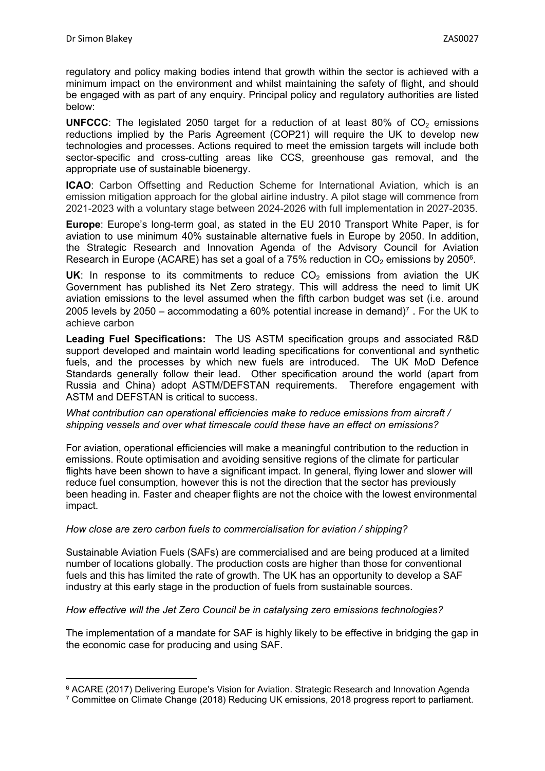regulatory and policy making bodies intend that growth within the sector is achieved with a minimum impact on the environment and whilst maintaining the safety of flight, and should be engaged with as part of any enquiry. Principal policy and regulatory authorities are listed below:

**UNFCCC**: The legislated 2050 target for a reduction of at least 80% of $CO_2$ emissions reductions implied by the Paris Agreement (COP21) will require the UK to develop new technologies and processes. Actions required to meet the emission targets will include both sector-specific and cross-cutting areas like CCS, greenhouse gas removal, and the appropriate use of sustainable bioenergy.

**ICAO**: Carbon Offsetting and Reduction Scheme for International Aviation, which is an emission mitigation approach for the global airline industry. A pilot stage will commence from 2021-2023 with a voluntary stage between 2024-2026 with full implementation in 2027-2035.

**Europe**: Europe's long-term goal, as stated in the EU 2010 Transport White Paper, is for aviation to use minimum 40% sustainable alternative fuels in Europe by 2050. In addition, the Strategic Research and Innovation Agenda of the Advisory Council for Aviation Research in Europe (ACARE) has set a goal of a 75% reduction in $CO_2$ emissions by 2050[6].

**UK**: In response to its commitments to reduce $CO_2$ emissions from aviation the UK Government has published its Net Zero strategy. This will address the need to limit UK aviation emissions to the level assumed when the fifth carbon budget was set (i.e. around 2005 levels by 2050 – accommodating a 60% potential increase in demand)[7] . For the UK to achieve carbon

**Leading Fuel Specifications:** The US ASTM specification groups and associated R&D support developed and maintain world leading specifications for conventional and synthetic fuels, and the processes by which new fuels are introduced. The UK MoD Defence Standards generally follow their lead. Other specification around the world (apart from Russia and China) adopt ASTM/DEFSTAN requirements. Therefore engagement with ASTM and DEFSTAN is critical to success.

*What contribution can operational efficiencies make to reduce emissions from aircraft / shipping vessels and over what timescale could these have an effect on emissions?*

For aviation, operational efficiencies will make a meaningful contribution to the reduction in emissions. Route optimisation and avoiding sensitive regions of the climate for particular flights have been shown to have a significant impact. In general, flying lower and slower will reduce fuel consumption, however this is not the direction that the sector has previously been heading in. Faster and cheaper flights are not the choice with the lowest environmental impact.

*How close are zero carbon fuels to commercialisation for aviation / shipping?*

Sustainable Aviation Fuels (SAFs) are commercialised and are being produced at a limited number of locations globally. The production costs are higher than those for conventional fuels and this has limited the rate of growth. The UK has an opportunity to develop a SAF industry at this early stage in the production of fuels from sustainable sources.

*How effective will the Jet Zero Council be in catalysing zero emissions technologies?*

The implementation of a mandate for SAF is highly likely to be effective in bridging the gap in the economic case for producing and using SAF.

---

[6] ACARE (2017) Delivering Europe's Vision for Aviation. Strategic Research and Innovation Agenda

[7] Committee on Climate Change (2018) Reducing UK emissions, 2018 progress report to parliament.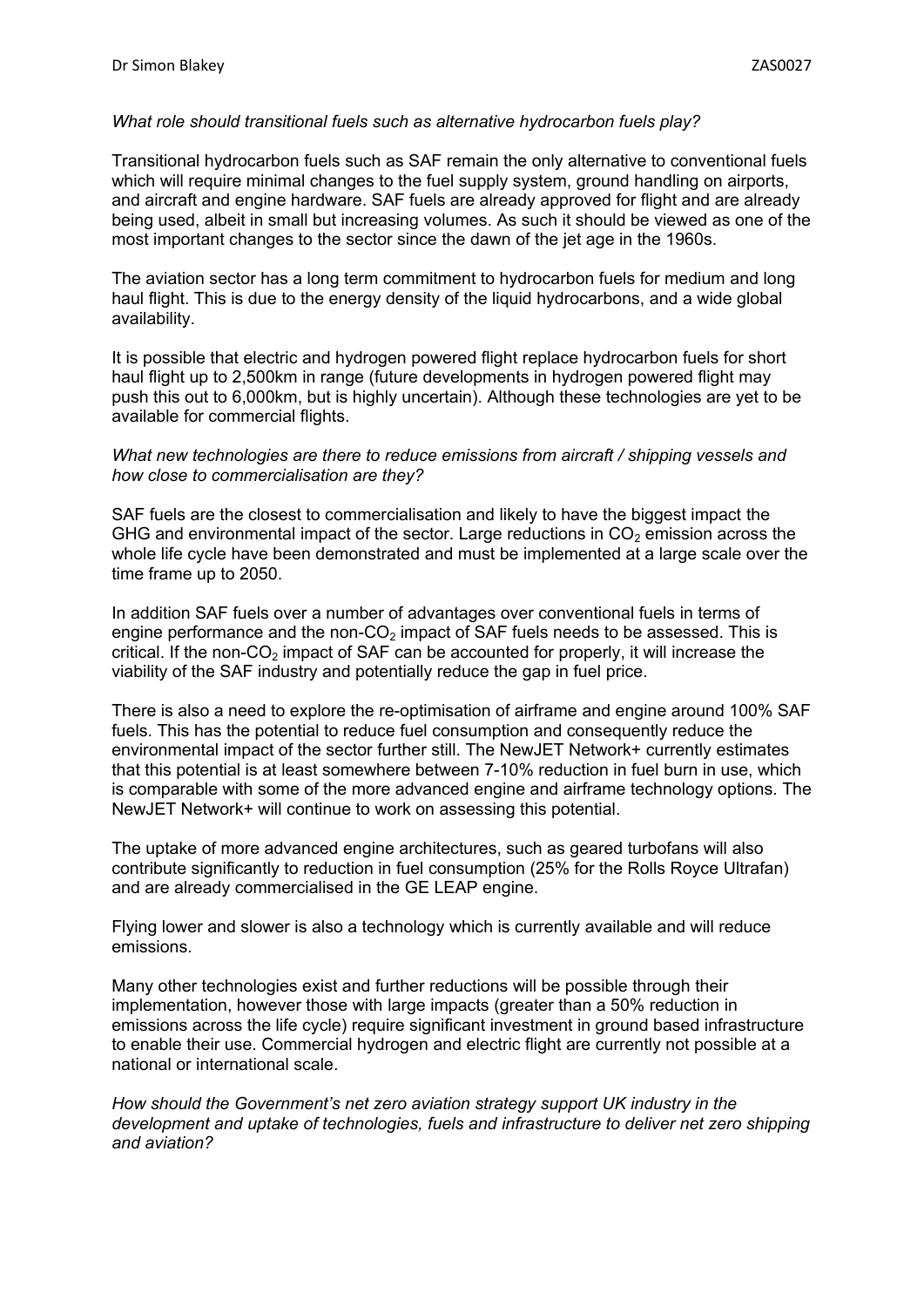*What role should transitional fuels such as alternative hydrocarbon fuels play?*

Transitional hydrocarbon fuels such as SAF remain the only alternative to conventional fuels which will require minimal changes to the fuel supply system, ground handling on airports, and aircraft and engine hardware. SAF fuels are already approved for flight and are already being used, albeit in small but increasing volumes. As such it should be viewed as one of the most important changes to the sector since the dawn of the jet age in the 1960s.

The aviation sector has a long term commitment to hydrocarbon fuels for medium and long haul flight. This is due to the energy density of the liquid hydrocarbons, and a wide global availability.

It is possible that electric and hydrogen powered flight replace hydrocarbon fuels for short haul flight up to 2,500km in range (future developments in hydrogen powered flight may push this out to 6,000km, but is highly uncertain). Although these technologies are yet to be available for commercial flights.

*What new technologies are there to reduce emissions from aircraft / shipping vessels and how close to commercialisation are they?*

SAF fuels are the closest to commercialisation and likely to have the biggest impact the GHG and environmental impact of the sector. Large reductions in $CO_2$ emission across the whole life cycle have been demonstrated and must be implemented at a large scale over the time frame up to 2050.

In addition SAF fuels over a number of advantages over conventional fuels in terms of engine performance and the non-$CO_2$ impact of SAF fuels needs to be assessed. This is critical. If the non-$CO_2$ impact of SAF can be accounted for properly, it will increase the viability of the SAF industry and potentially reduce the gap in fuel price.

There is also a need to explore the re-optimisation of airframe and engine around 100% SAF fuels. This has the potential to reduce fuel consumption and consequently reduce the environmental impact of the sector further still. The NewJET Network+ currently estimates that this potential is at least somewhere between 7-10% reduction in fuel burn in use, which is comparable with some of the more advanced engine and airframe technology options. The NewJET Network+ will continue to work on assessing this potential.

The uptake of more advanced engine architectures, such as geared turbofans will also contribute significantly to reduction in fuel consumption (25% for the Rolls Royce Ultrafan) and are already commercialised in the GE LEAP engine.

Flying lower and slower is also a technology which is currently available and will reduce emissions.

Many other technologies exist and further reductions will be possible through their implementation, however those with large impacts (greater than a 50% reduction in emissions across the life cycle) require significant investment in ground based infrastructure to enable their use. Commercial hydrogen and electric flight are currently not possible at a national or international scale.

*How should the Government's net zero aviation strategy support UK industry in the development and uptake of technologies, fuels and infrastructure to deliver net zero shipping and aviation?*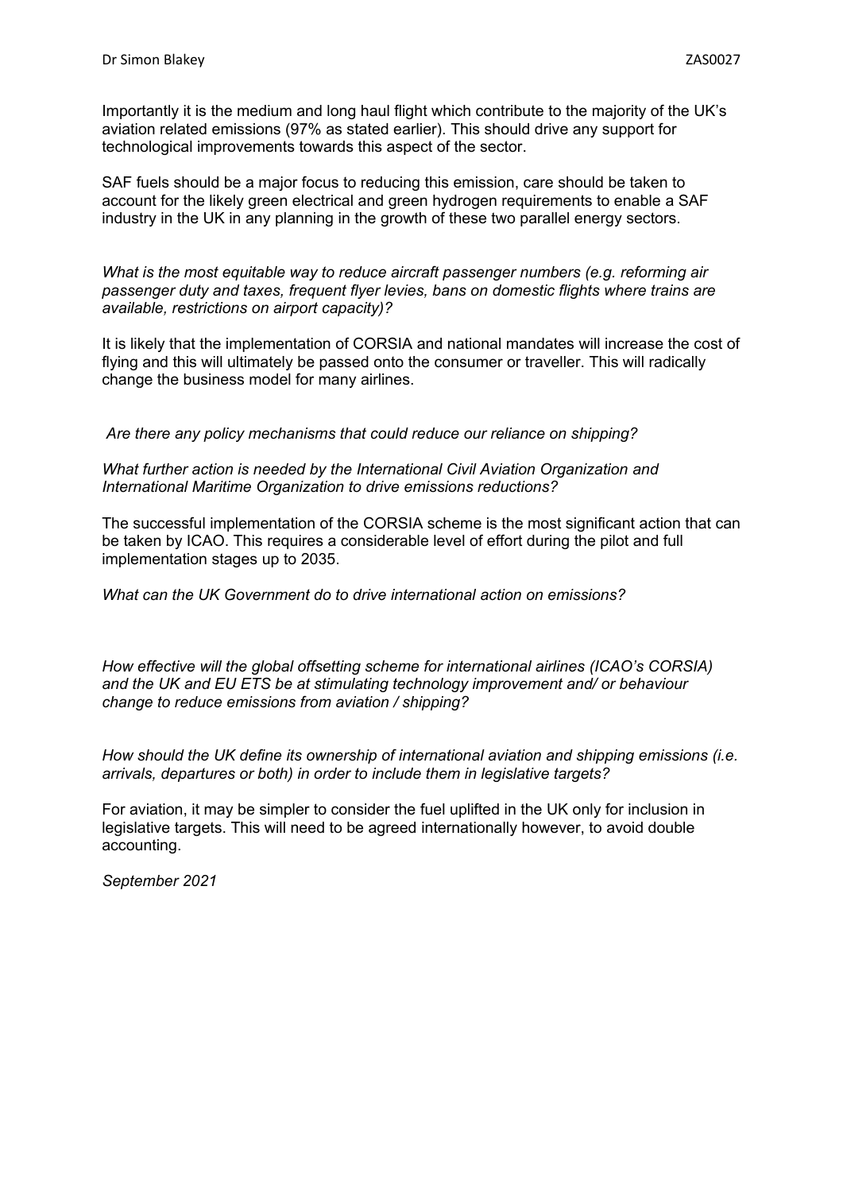Importantly it is the medium and long haul flight which contribute to the majority of the UK's aviation related emissions (97% as stated earlier). This should drive any support for technological improvements towards this aspect of the sector.

SAF fuels should be a major focus to reducing this emission, care should be taken to account for the likely green electrical and green hydrogen requirements to enable a SAF industry in the UK in any planning in the growth of these two parallel energy sectors.

*What is the most equitable way to reduce aircraft passenger numbers (e.g. reforming air passenger duty and taxes, frequent flyer levies, bans on domestic flights where trains are available, restrictions on airport capacity)?*

It is likely that the implementation of CORSIA and national mandates will increase the cost of flying and this will ultimately be passed onto the consumer or traveller. This will radically change the business model for many airlines.

*Are there any policy mechanisms that could reduce our reliance on shipping?*

*What further action is needed by the International Civil Aviation Organization and International Maritime Organization to drive emissions reductions?*

The successful implementation of the CORSIA scheme is the most significant action that can be taken by ICAO. This requires a considerable level of effort during the pilot and full implementation stages up to 2035.

*What can the UK Government do to drive international action on emissions?*

*How effective will the global offsetting scheme for international airlines (ICAO's CORSIA) and the UK and EU ETS be at stimulating technology improvement and/ or behaviour change to reduce emissions from aviation / shipping?*

*How should the UK define its ownership of international aviation and shipping emissions (i.e. arrivals, departures or both) in order to include them in legislative targets?*

For aviation, it may be simpler to consider the fuel uplifted in the UK only for inclusion in legislative targets. This will need to be agreed internationally however, to avoid double accounting.

*September 2021*